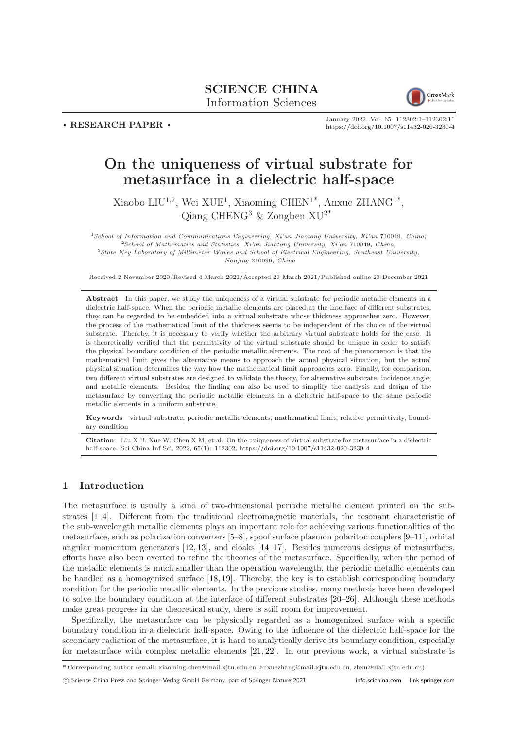SCIENCE CHINA
Information Sciences

• RESEARCH PAPER •

January 2022, Vol. 65 112302:1–112302:11
https://doi.org/10.1007/s11432-020-3230-4

# On the uniqueness of virtual substrate for metasurface in a dielectric half-space

Xiaobo LIU[1,2], Wei XUE[1], Xiaoming CHEN[1*], Anxue ZHANG[1*], Qiang CHENG[3] & Zongben XU[2*]

[1] *School of Information and Communications Engineering, Xi'an Jiaotong University, Xi'an 710049, China;*
[2] *School of Mathematics and Statistics, Xi'an Jiaotong University, Xi'an 710049, China;*
[3] *State Key Laboratory of Millimeter Waves and School of Electrical Engineering, Southeast University, Nanjing 210096, China*

Received 2 November 2020/Revised 4 March 2021/Accepted 23 March 2021/Published online 23 December 2021

**Abstract** In this paper, we study the uniqueness of a virtual substrate for periodic metallic elements in a dielectric half-space. When the periodic metallic elements are placed at the interface of different substrates, they can be regarded to be embedded into a virtual substrate whose thickness approaches zero. However, the process of the mathematical limit of the thickness seems to be independent of the choice of the virtual substrate. Thereby, it is necessary to verify whether the arbitrary virtual substrate holds for the case. It is theoretically verified that the permittivity of the virtual substrate should be unique in order to satisfy the physical boundary condition of the periodic metallic elements. The root of the phenomenon is that the mathematical limit gives the alternative means to approach the actual physical situation, but the actual physical situation determines the way how the mathematical limit approaches zero. Finally, for comparison, two different virtual substrates are designed to validate the theory, for alternative substrate, incidence angle, and metallic elements. Besides, the finding can also be used to simplify the analysis and design of the metasurface by converting the periodic metallic elements in a dielectric half-space to the same periodic metallic elements in a uniform substrate.

**Keywords** virtual substrate, periodic metallic elements, mathematical limit, relative permittivity, boundary condition

**Citation** Liu X B, Xue W, Chen X M, et al. On the uniqueness of virtual substrate for metasurface in a dielectric half-space. Sci China Inf Sci, 2022, 65(1): 112302, https://doi.org/10.1007/s11432-020-3230-4

## 1 Introduction

The metasurface is usually a kind of two-dimensional periodic metallic element printed on the substrates [1–4]. Different from the traditional electromagnetic materials, the resonant characteristic of the sub-wavelength metallic elements plays an important role for achieving various functionalities of the metasurface, such as polarization converters [5–8], spoof surface plasmon polariton couplers [9–11], orbital angular momentum generators [12, 13], and cloaks [14–17]. Besides numerous designs of metasurfaces, efforts have also been exerted to refine the theories of the metasurface. Specifically, when the period of the metallic elements is much smaller than the operation wavelength, the periodic metallic elements can be handled as a homogenized surface [18, 19]. Thereby, the key is to establish corresponding boundary condition for the periodic metallic elements. In the previous studies, many methods have been developed to solve the boundary condition at the interface of different substrates [20–26]. Although these methods make great progress in the theoretical study, there is still room for improvement.

Specifically, the metasurface can be physically regarded as a homogenized surface with a specific boundary condition in a dielectric half-space. Owing to the influence of the dielectric half-space for the secondary radiation of the metasurface, it is hard to analytically derive its boundary condition, especially for metasurface with complex metallic elements [21, 22]. In our previous work, a virtual substrate is

\* Corresponding author (email: xiaoming.chen@mail.xjtu.edu.cn, anxuezhang@mail.xjtu.edu.cn, zbxu@mail.xjtu.edu.cn)

© Science China Press and Springer-Verlag GmbH Germany, part of Springer Nature 2021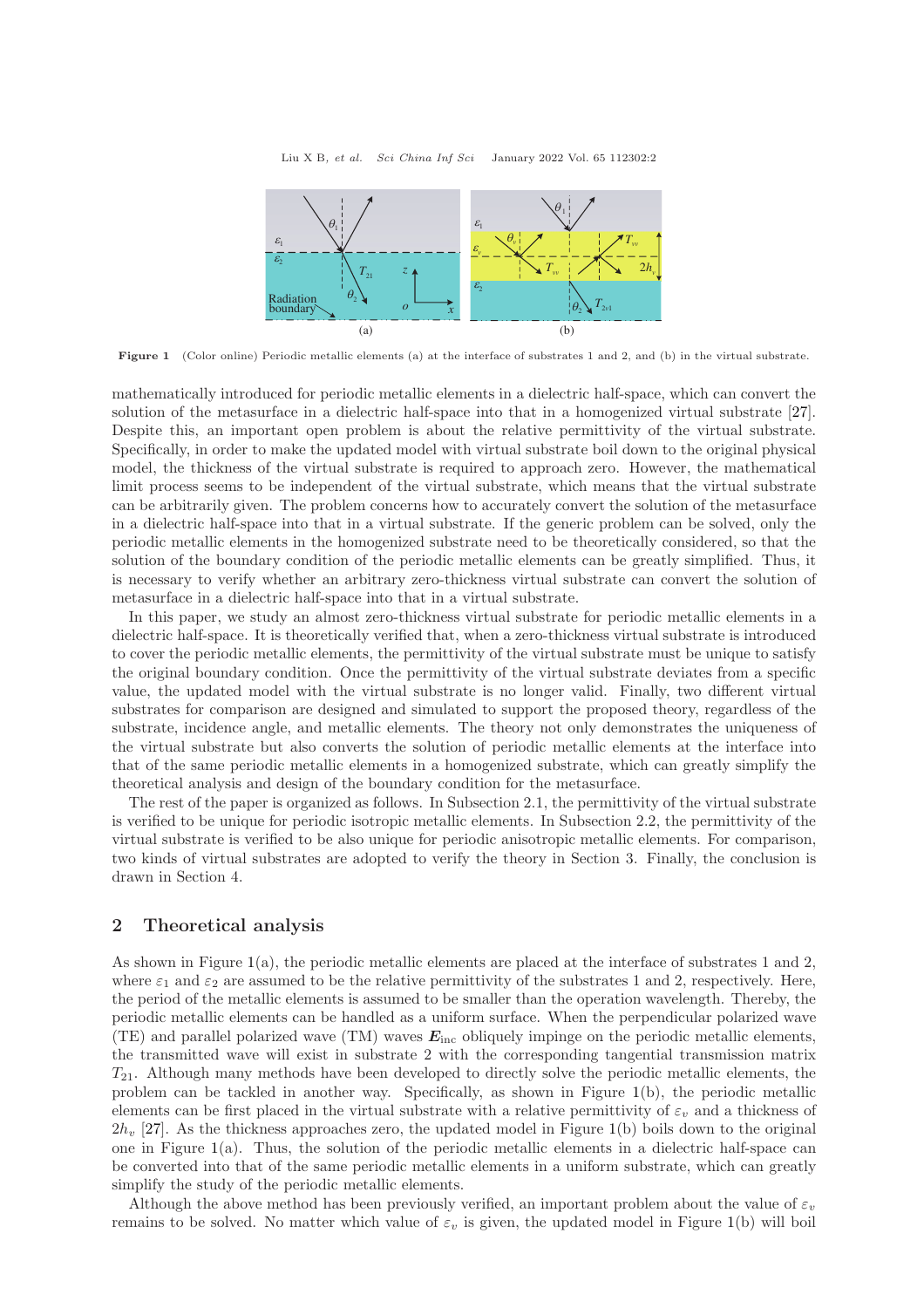Figure 1 (Color online) Periodic metallic elements (a) at the interface of substrates 1 and 2, and (b) in the virtual substrate.

mathematically introduced for periodic metallic elements in a dielectric half-space, which can convert the solution of the metasurface in a dielectric half-space into that in a homogenized virtual substrate [27]. Despite this, an important open problem is about the relative permittivity of the virtual substrate. Specifically, in order to make the updated model with virtual substrate boil down to the original physical model, the thickness of the virtual substrate is required to approach zero. However, the mathematical limit process seems to be independent of the virtual substrate, which means that the virtual substrate can be arbitrarily given. The problem concerns how to accurately convert the solution of the metasurface in a dielectric half-space into that in a virtual substrate. If the generic problem can be solved, only the periodic metallic elements in the homogenized substrate need to be theoretically considered, so that the solution of the boundary condition of the periodic metallic elements can be greatly simplified. Thus, it is necessary to verify whether an arbitrary zero-thickness virtual substrate can convert the solution of metasurface in a dielectric half-space into that in a virtual substrate.

In this paper, we study an almost zero-thickness virtual substrate for periodic metallic elements in a dielectric half-space. It is theoretically verified that, when a zero-thickness virtual substrate is introduced to cover the periodic metallic elements, the permittivity of the virtual substrate must be unique to satisfy the original boundary condition. Once the permittivity of the virtual substrate deviates from a specific value, the updated model with the virtual substrate is no longer valid. Finally, two different virtual substrates for comparison are designed and simulated to support the proposed theory, regardless of the substrate, incidence angle, and metallic elements. The theory not only demonstrates the uniqueness of the virtual substrate but also converts the solution of periodic metallic elements at the interface into that of the same periodic metallic elements in a homogenized substrate, which can greatly simplify the theoretical analysis and design of the boundary condition for the metasurface.

The rest of the paper is organized as follows. In Subsection 2.1, the permittivity of the virtual substrate is verified to be unique for periodic isotropic metallic elements. In Subsection 2.2, the permittivity of the virtual substrate is verified to be also unique for periodic anisotropic metallic elements. For comparison, two kinds of virtual substrates are adopted to verify the theory in Section 3. Finally, the conclusion is drawn in Section 4.

## 2 Theoretical analysis

As shown in Figure 1(a), the periodic metallic elements are placed at the interface of substrates 1 and 2, where $\varepsilon_1$ and $\varepsilon_2$ are assumed to be the relative permittivity of the substrates 1 and 2, respectively. Here, the period of the metallic elements is assumed to be smaller than the operation wavelength. Thereby, the periodic metallic elements can be handled as a uniform surface. When the perpendicular polarized wave (TE) and parallel polarized wave (TM) waves $\boldsymbol{E}_{\rm inc}$ obliquely impinge on the periodic metallic elements, the transmitted wave will exist in substrate 2 with the corresponding tangential transmission matrix $T_{21}$. Although many methods have been developed to directly solve the periodic metallic elements, the problem can be tackled in another way. Specifically, as shown in Figure 1(b), the periodic metallic elements can be first placed in the virtual substrate with a relative permittivity of $\varepsilon_v$ and a thickness of $2h_v$ [27]. As the thickness approaches zero, the updated model in Figure 1(b) boils down to the original one in Figure 1(a). Thus, the solution of the periodic metallic elements in a dielectric half-space can be converted into that of the same periodic metallic elements in a uniform substrate, which can greatly simplify the study of the periodic metallic elements.

Although the above method has been previously verified, an important problem about the value of $\varepsilon_v$ remains to be solved. No matter which value of $\varepsilon_v$ is given, the updated model in Figure 1(b) will boil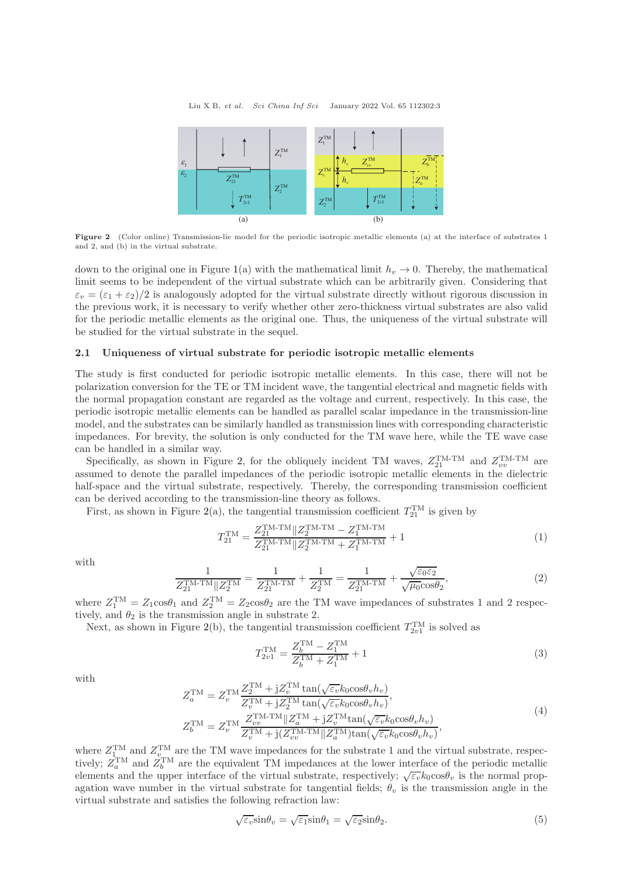Figure 2 (Color online) Transmission-lie model for the periodic isotropic metallic elements (a) at the interface of substrates 1 and 2, and (b) in the virtual substrate.

down to the original one in Figure 1(a) with the mathematical limit $h_v \to 0$. Thereby, the mathematical limit seems to be independent of the virtual substrate which can be arbitrarily given. Considering that $\varepsilon_v = (\varepsilon_1 + \varepsilon_2)/2$ is analogously adopted for the virtual substrate directly without rigorous discussion in the previous work, it is necessary to verify whether other zero-thickness virtual substrates are also valid for the periodic metallic elements as the original one. Thus, the uniqueness of the virtual substrate will be studied for the virtual substrate in the sequel.

### 2.1 Uniqueness of virtual substrate for periodic isotropic metallic elements

The study is first conducted for periodic isotropic metallic elements. In this case, there will not be polarization conversion for the TE or TM incident wave, the tangential electrical and magnetic fields with the normal propagation constant are regarded as the voltage and current, respectively. In this case, the periodic isotropic metallic elements can be handled as parallel scalar impedance in the transmission-line model, and the substrates can be similarly handled as transmission lines with corresponding characteristic impedances. For brevity, the solution is only conducted for the TM wave here, while the TE wave case can be handled in a similar way.

Specifically, as shown in Figure 2, for the obliquely incident TM waves, $Z_{21}^{\text{TM-TM}}$ and $Z_{vv}^{\text{TM-TM}}$ are assumed to denote the parallel impedances of the periodic isotropic metallic elements in the dielectric half-space and the virtual substrate, respectively. Thereby, the corresponding transmission coefficient can be derived according to the transmission-line theory as follows.

First, as shown in Figure 2(a), the tangential transmission coefficient $T_{21}^{\text{TM}}$ is given by

$$T_{21}^{\text{TM}} = \frac{Z_{21}^{\text{TM-TM}} \| Z_2^{\text{TM-TM}} - Z_1^{\text{TM-TM}}}{Z_{21}^{\text{TM-TM}} \| Z_2^{\text{TM-TM}} + Z_1^{\text{TM-TM}}} + 1 \tag{1}$$

with

$$\frac{1}{Z_{21}^{\text{TM-TM}} \| Z_2^{\text{TM}}} = \frac{1}{Z_{21}^{\text{TM-TM}}} + \frac{1}{Z_2^{\text{TM}}} = \frac{1}{Z_{21}^{\text{TM-TM}}} + \frac{\sqrt{\varepsilon_0 \varepsilon_2}}{\sqrt{\mu_0} \cos\theta_2}, \tag{2}$$

where $Z_1^{\text{TM}} = Z_1 \cos\theta_1$ and $Z_2^{\text{TM}} = Z_2 \cos\theta_2$ are the TM wave impedances of substrates 1 and 2 respectively, and $\theta_2$ is the transmission angle in substrate 2.

Next, as shown in Figure 2(b), the tangential transmission coefficient $T_{2v1}^{\text{TM}}$ is solved as

$$T_{2v1}^{\text{TM}} = \frac{Z_b^{\text{TM}} - Z_1^{\text{TM}}}{Z_b^{\text{TM}} + Z_1^{\text{TM}}} + 1 \tag{3}$$

with

$$\begin{aligned}
Z_a^{\text{TM}} &= Z_v^{\text{TM}} \frac{Z_2^{\text{TM}} + \mathrm{j} Z_v^{\text{TM}} \tan(\sqrt{\varepsilon_v} k_0 \cos\theta_v h_v)}{Z_v^{\text{TM}} + \mathrm{j} Z_2^{\text{TM}} \tan(\sqrt{\varepsilon_v} k_0 \cos\theta_v h_v)}, \\
Z_b^{\text{TM}} &= Z_v^{\text{TM}} \frac{Z_{vv}^{\text{TM-TM}} \| Z_a^{\text{TM}} + \mathrm{j} Z_v^{\text{TM}} \tan(\sqrt{\varepsilon_v} k_0 \cos\theta_v h_v)}{Z_v^{\text{TM}} + \mathrm{j}(Z_{vv}^{\text{TM-TM}} \| Z_a^{\text{TM}}) \tan(\sqrt{\varepsilon_v} k_0 \cos\theta_v h_v)},
\end{aligned} \tag{4}$$

where $Z_1^{\text{TM}}$ and $Z_v^{\text{TM}}$ are the TM wave impedances for the substrate 1 and the virtual substrate, respectively; $Z_a^{\text{TM}}$ and $Z_b^{\text{TM}}$ are the equivalent TM impedances at the lower interface of the periodic metallic elements and the upper interface of the virtual substrate, respectively; $\sqrt{\varepsilon_v} k_0 \cos\theta_v$ is the normal propagation wave number in the virtual substrate for tangential fields; $\theta_v$ is the transmission angle in the virtual substrate and satisfies the following refraction law:

$$\sqrt{\varepsilon_v} \sin\theta_v = \sqrt{\varepsilon_1} \sin\theta_1 = \sqrt{\varepsilon_2} \sin\theta_2. \tag{5}$$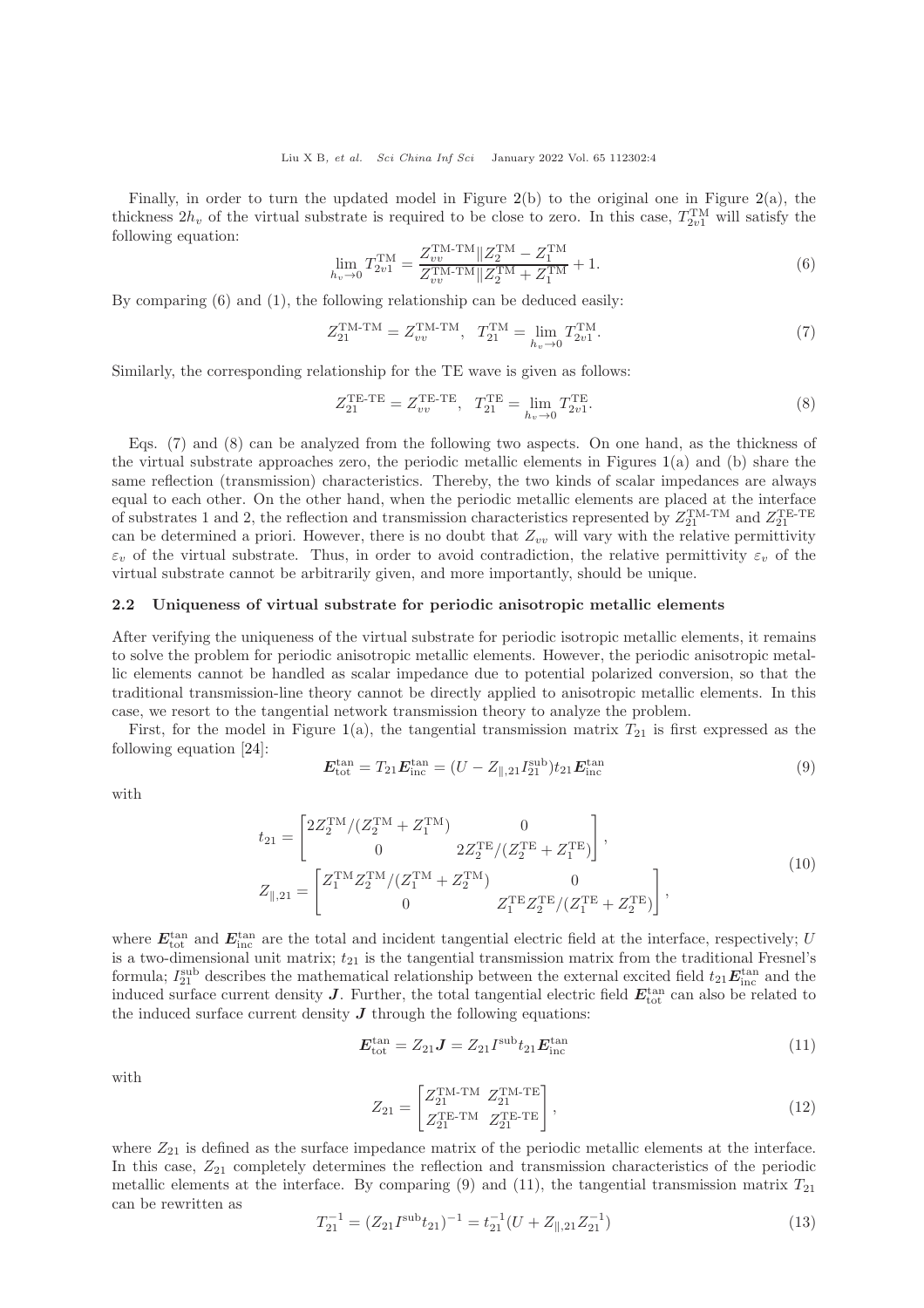Finally, in order to turn the updated model in Figure 2(b) to the original one in Figure 2(a), the thickness $2h_v$ of the virtual substrate is required to be close to zero. In this case, $T_{2v1}^{\rm TM}$ will satisfy the following equation:

$$\lim_{h_v \to 0} T_{2v1}^{\rm TM} = \frac{Z_{vv}^{\text{TM-TM}} \| Z_2^{\rm TM} - Z_1^{\rm TM}}{Z_{vv}^{\text{TM-TM}} \| Z_2^{\rm TM} + Z_1^{\rm TM}} + 1. \tag{6}$$

By comparing (6) and (1), the following relationship can be deduced easily:

$$Z_{21}^{\text{TM-TM}} = Z_{vv}^{\text{TM-TM}}, \quad T_{21}^{\rm TM} = \lim_{h_v \to 0} T_{2v1}^{\rm TM}. \tag{7}$$

Similarly, the corresponding relationship for the TE wave is given as follows:

$$Z_{21}^{\text{TE-TE}} = Z_{vv}^{\text{TE-TE}}, \quad T_{21}^{\rm TE} = \lim_{h_v \to 0} T_{2v1}^{\rm TE}. \tag{8}$$

Eqs. (7) and (8) can be analyzed from the following two aspects. On one hand, as the thickness of the virtual substrate approaches zero, the periodic metallic elements in Figures 1(a) and (b) share the same reflection (transmission) characteristics. Thereby, the two kinds of scalar impedances are always equal to each other. On the other hand, when the periodic metallic elements are placed at the interface of substrates 1 and 2, the reflection and transmission characteristics represented by $Z_{21}^{\text{TM-TM}}$ and $Z_{21}^{\text{TE-TE}}$ can be determined a priori. However, there is no doubt that $Z_{vv}$ will vary with the relative permittivity $\varepsilon_v$ of the virtual substrate. Thus, in order to avoid contradiction, the relative permittivity $\varepsilon_v$ of the virtual substrate cannot be arbitrarily given, and more importantly, should be unique.

### 2.2 Uniqueness of virtual substrate for periodic anisotropic metallic elements

After verifying the uniqueness of the virtual substrate for periodic isotropic metallic elements, it remains to solve the problem for periodic anisotropic metallic elements. However, the periodic anisotropic metallic elements cannot be handled as scalar impedance due to potential polarized conversion, so that the traditional transmission-line theory cannot be directly applied to anisotropic metallic elements. In this case, we resort to the tangential network transmission theory to analyze the problem.

First, for the model in Figure 1(a), the tangential transmission matrix $T_{21}$ is first expressed as the following equation [24]:

$$\boldsymbol{E}_{\rm tot}^{\rm tan} = T_{21} \boldsymbol{E}_{\rm inc}^{\rm tan} = (U - Z_{\|,21} I_{21}^{\rm sub}) t_{21} \boldsymbol{E}_{\rm inc}^{\rm tan} \tag{9}$$

with

$$\begin{aligned} t_{21} &= \begin{bmatrix} 2Z_2^{\rm TM}/(Z_2^{\rm TM} + Z_1^{\rm TM}) & 0 \\ 0 & 2Z_2^{\rm TE}/(Z_2^{\rm TE} + Z_1^{\rm TE}) \end{bmatrix}, \\ Z_{\|,21} &= \begin{bmatrix} Z_1^{\rm TM} Z_2^{\rm TM}/(Z_1^{\rm TM} + Z_2^{\rm TM}) & 0 \\ 0 & Z_1^{\rm TE} Z_2^{\rm TE}/(Z_1^{\rm TE} + Z_2^{\rm TE}) \end{bmatrix}, \end{aligned} \tag{10}$$

where $\boldsymbol{E}_{\rm tot}^{\rm tan}$ and $\boldsymbol{E}_{\rm inc}^{\rm tan}$ are the total and incident tangential electric field at the interface, respectively; $U$ is a two-dimensional unit matrix; $t_{21}$ is the tangential transmission matrix from the traditional Fresnel's formula; $I_{21}^{\rm sub}$ describes the mathematical relationship between the external excited field $t_{21}\boldsymbol{E}_{\rm inc}^{\rm tan}$ and the induced surface current density $\boldsymbol{J}$. Further, the total tangential electric field $\boldsymbol{E}_{\rm tot}^{\rm tan}$ can also be related to the induced surface current density $\boldsymbol{J}$ through the following equations:

$$\boldsymbol{E}_{\rm tot}^{\rm tan} = Z_{21} \boldsymbol{J} = Z_{21} I^{\rm sub} t_{21} \boldsymbol{E}_{\rm inc}^{\rm tan} \tag{11}$$

with

$$Z_{21} = \begin{bmatrix} Z_{21}^{\text{TM-TM}} & Z_{21}^{\text{TM-TE}} \\ Z_{21}^{\text{TE-TM}} & Z_{21}^{\text{TE-TE}} \end{bmatrix}, \tag{12}$$

where $Z_{21}$ is defined as the surface impedance matrix of the periodic metallic elements at the interface. In this case, $Z_{21}$ completely determines the reflection and transmission characteristics of the periodic metallic elements at the interface. By comparing (9) and (11), the tangential transmission matrix $T_{21}$ can be rewritten as

$$T_{21}^{-1} = (Z_{21} I^{\rm sub} t_{21})^{-1} = t_{21}^{-1} (U + Z_{\|,21} Z_{21}^{-1}) \tag{13}$$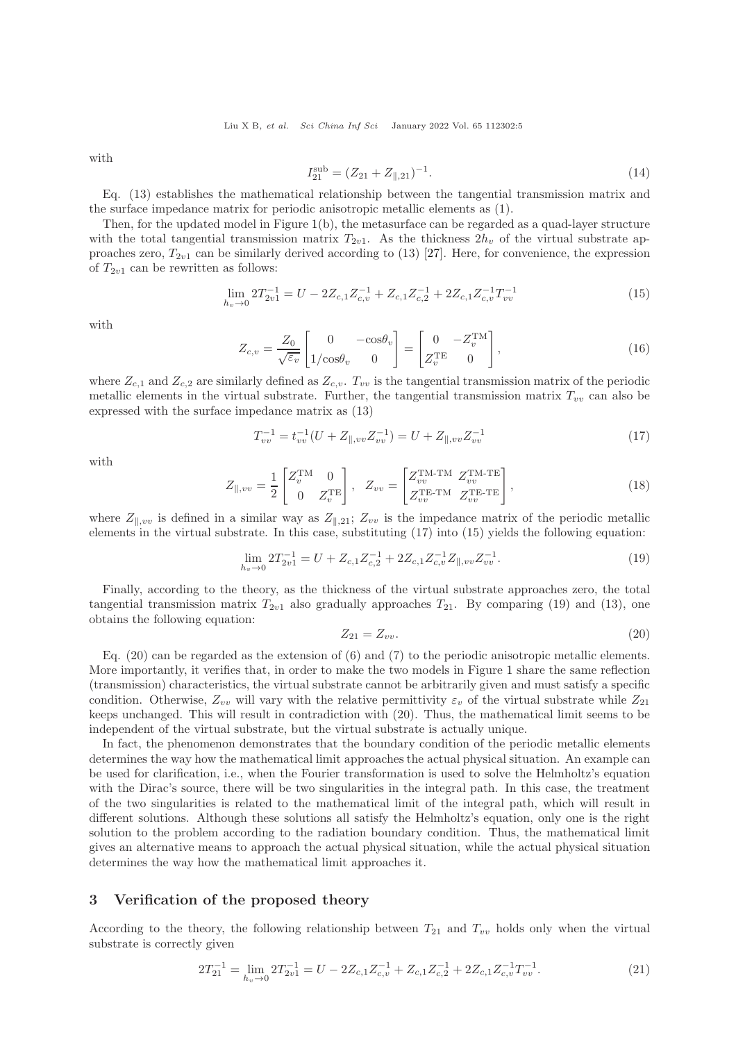with

$$I_{21}^{\text{sub}} = (Z_{21} + Z_{\|,21})^{-1}. \tag{14}$$

Eq. (13) establishes the mathematical relationship between the tangential transmission matrix and the surface impedance matrix for periodic anisotropic metallic elements as (1).

Then, for the updated model in Figure 1(b), the metasurface can be regarded as a quad-layer structure with the total tangential transmission matrix $T_{2v1}$. As the thickness $2h_v$ of the virtual substrate approaches zero, $T_{2v1}$ can be similarly derived according to (13) [27]. Here, for convenience, the expression of $T_{2v1}$ can be rewritten as follows:

$$\lim_{h_v \to 0} 2T_{2v1}^{-1} = U - 2Z_{c,1}Z_{c,v}^{-1} + Z_{c,1}Z_{c,2}^{-1} + 2Z_{c,1}Z_{c,v}^{-1}T_{vv}^{-1} \tag{15}$$

with

$$Z_{c,v} = \frac{Z_0}{\sqrt{\varepsilon_v}} \begin{bmatrix} 0 & -\cos\theta_v \\ 1/\cos\theta_v & 0 \end{bmatrix} = \begin{bmatrix} 0 & -Z_v^{\text{TM}} \\ Z_v^{\text{TE}} & 0 \end{bmatrix}, \tag{16}$$

where $Z_{c,1}$ and $Z_{c,2}$ are similarly defined as $Z_{c,v}$. $T_{vv}$ is the tangential transmission matrix of the periodic metallic elements in the virtual substrate. Further, the tangential transmission matrix $T_{vv}$ can also be expressed with the surface impedance matrix as (13)

$$T_{vv}^{-1} = t_{vv}^{-1}(U + Z_{\|,vv}Z_{vv}^{-1}) = U + Z_{\|,vv}Z_{vv}^{-1} \tag{17}$$

with

$$Z_{\|,vv} = \frac{1}{2}\begin{bmatrix} Z_v^{\text{TM}} & 0 \\ 0 & Z_v^{\text{TE}} \end{bmatrix}, \quad Z_{vv} = \begin{bmatrix} Z_{vv}^{\text{TM-TM}} & Z_{vv}^{\text{TM-TE}} \\ Z_{vv}^{\text{TE-TM}} & Z_{vv}^{\text{TE-TE}} \end{bmatrix}, \tag{18}$$

where $Z_{\|,vv}$ is defined in a similar way as $Z_{\|,21}$; $Z_{vv}$ is the impedance matrix of the periodic metallic elements in the virtual substrate. In this case, substituting (17) into (15) yields the following equation:

$$\lim_{h_v \to 0} 2T_{2v1}^{-1} = U + Z_{c,1}Z_{c,2}^{-1} + 2Z_{c,1}Z_{c,v}^{-1}Z_{\|,vv}Z_{vv}^{-1}. \tag{19}$$

Finally, according to the theory, as the thickness of the virtual substrate approaches zero, the total tangential transmission matrix $T_{2v1}$ also gradually approaches $T_{21}$. By comparing (19) and (13), one obtains the following equation:

$$Z_{21} = Z_{vv}. \tag{20}$$

Eq. (20) can be regarded as the extension of (6) and (7) to the periodic anisotropic metallic elements. More importantly, it verifies that, in order to make the two models in Figure 1 share the same reflection (transmission) characteristics, the virtual substrate cannot be arbitrarily given and must satisfy a specific condition. Otherwise, $Z_{vv}$ will vary with the relative permittivity $\varepsilon_v$ of the virtual substrate while $Z_{21}$ keeps unchanged. This will result in contradiction with (20). Thus, the mathematical limit seems to be independent of the virtual substrate, but the virtual substrate is actually unique.

In fact, the phenomenon demonstrates that the boundary condition of the periodic metallic elements determines the way how the mathematical limit approaches the actual physical situation. An example can be used for clarification, i.e., when the Fourier transformation is used to solve the Helmholtz's equation with the Dirac's source, there will be two singularities in the integral path. In this case, the treatment of the two singularities is related to the mathematical limit of the integral path, which will result in different solutions. Although these solutions all satisfy the Helmholtz's equation, only one is the right solution to the problem according to the radiation boundary condition. Thus, the mathematical limit gives an alternative means to approach the actual physical situation, while the actual physical situation determines the way how the mathematical limit approaches it.

## 3 Verification of the proposed theory

According to the theory, the following relationship between $T_{21}$ and $T_{vv}$ holds only when the virtual substrate is correctly given

$$2T_{21}^{-1} = \lim_{h_v \to 0} 2T_{2v1}^{-1} = U - 2Z_{c,1}Z_{c,v}^{-1} + Z_{c,1}Z_{c,2}^{-1} + 2Z_{c,1}Z_{c,v}^{-1}T_{vv}^{-1}. \tag{21}$$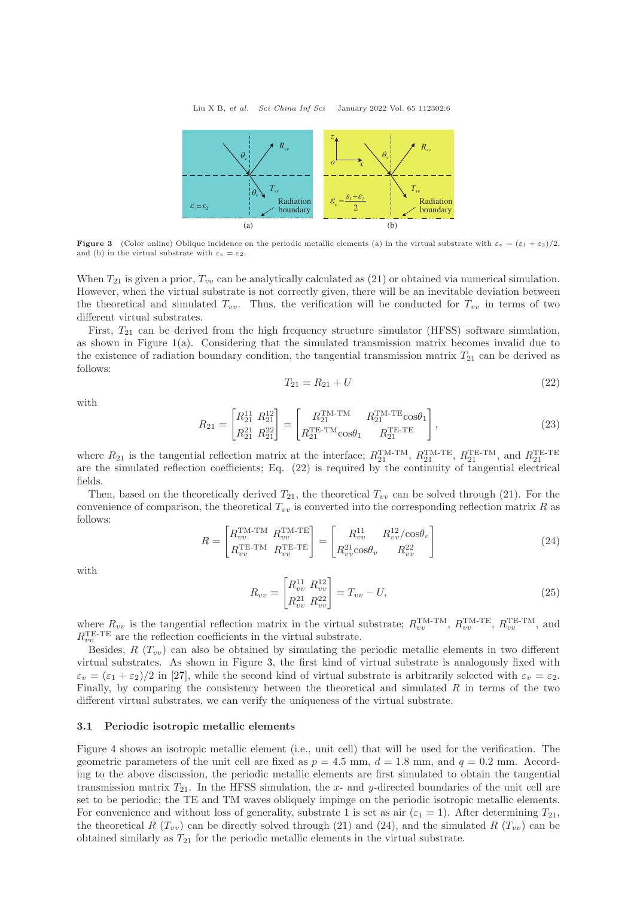Figure 3 (Color online) Oblique incidence on the periodic metallic elements (a) in the virtual substrate with $\varepsilon_v = (\varepsilon_1 + \varepsilon_2)/2$, and (b) in the virtual substrate with $\varepsilon_v = \varepsilon_2$.

When $T_{21}$ is given a prior, $T_{vv}$ can be analytically calculated as (21) or obtained via numerical simulation. However, when the virtual substrate is not correctly given, there will be an inevitable deviation between the theoretical and simulated $T_{vv}$. Thus, the verification will be conducted for $T_{vv}$ in terms of two different virtual substrates.

First, $T_{21}$ can be derived from the high frequency structure simulator (HFSS) software simulation, as shown in Figure 1(a). Considering that the simulated transmission matrix becomes invalid due to the existence of radiation boundary condition, the tangential transmission matrix $T_{21}$ can be derived as follows:

$$T_{21} = R_{21} + U \tag{22}$$

with

$$R_{21} = \begin{bmatrix} R_{21}^{11} & R_{21}^{12} \\ R_{21}^{21} & R_{21}^{22} \end{bmatrix} = \begin{bmatrix} R_{21}^{\text{TM-TM}} & R_{21}^{\text{TM-TE}}\cos\theta_1 \\ R_{21}^{\text{TE-TM}}\cos\theta_1 & R_{21}^{\text{TE-TE}} \end{bmatrix}, \tag{23}$$

where $R_{21}$ is the tangential reflection matrix at the interface; $R_{21}^{\text{TM-TM}}$, $R_{21}^{\text{TM-TE}}$, $R_{21}^{\text{TE-TM}}$, and $R_{21}^{\text{TE-TE}}$ are the simulated reflection coefficients; Eq. (22) is required by the continuity of tangential electrical fields.

Then, based on the theoretically derived $T_{21}$, the theoretical $T_{vv}$ can be solved through (21). For the convenience of comparison, the theoretical $T_{vv}$ is converted into the corresponding reflection matrix $R$ as follows:

$$R = \begin{bmatrix} R_{vv}^{\text{TM-TM}} & R_{vv}^{\text{TM-TE}} \\ R_{vv}^{\text{TE-TM}} & R_{vv}^{\text{TE-TE}} \end{bmatrix} = \begin{bmatrix} R_{vv}^{11} & R_{vv}^{12}/\cos\theta_v \\ R_{vv}^{21}\cos\theta_v & R_{vv}^{22} \end{bmatrix} \tag{24}$$

with

$$R_{vv} = \begin{bmatrix} R_{vv}^{11} & R_{vv}^{12} \\ R_{vv}^{21} & R_{vv}^{22} \end{bmatrix} = T_{vv} - U, \tag{25}$$

where $R_{vv}$ is the tangential reflection matrix in the virtual substrate; $R_{vv}^{\text{TM-TM}}$, $R_{vv}^{\text{TM-TE}}$, $R_{vv}^{\text{TE-TM}}$, and $R_{vv}^{\text{TE-TE}}$ are the reflection coefficients in the virtual substrate.

Besides, $R$ ($T_{vv}$) can also be obtained by simulating the periodic metallic elements in two different virtual substrates. As shown in Figure 3, the first kind of virtual substrate is analogously fixed with $\varepsilon_v = (\varepsilon_1 + \varepsilon_2)/2$ in [27], while the second kind of virtual substrate is arbitrarily selected with $\varepsilon_v = \varepsilon_2$. Finally, by comparing the consistency between the theoretical and simulated $R$ in terms of the two different virtual substrates, we can verify the uniqueness of the virtual substrate.

### 3.1 Periodic isotropic metallic elements

Figure 4 shows an isotropic metallic element (i.e., unit cell) that will be used for the verification. The geometric parameters of the unit cell are fixed as $p = 4.5$ mm, $d = 1.8$ mm, and $q = 0.2$ mm. According to the above discussion, the periodic metallic elements are first simulated to obtain the tangential transmission matrix $T_{21}$. In the HFSS simulation, the $x$- and $y$-directed boundaries of the unit cell are set to be periodic; the TE and TM waves obliquely impinge on the periodic isotropic metallic elements. For convenience and without loss of generality, substrate 1 is set as air ($\varepsilon_1 = 1$). After determining $T_{21}$, the theoretical $R$ ($T_{vv}$) can be directly solved through (21) and (24), and the simulated $R$ ($T_{vv}$) can be obtained similarly as $T_{21}$ for the periodic metallic elements in the virtual substrate.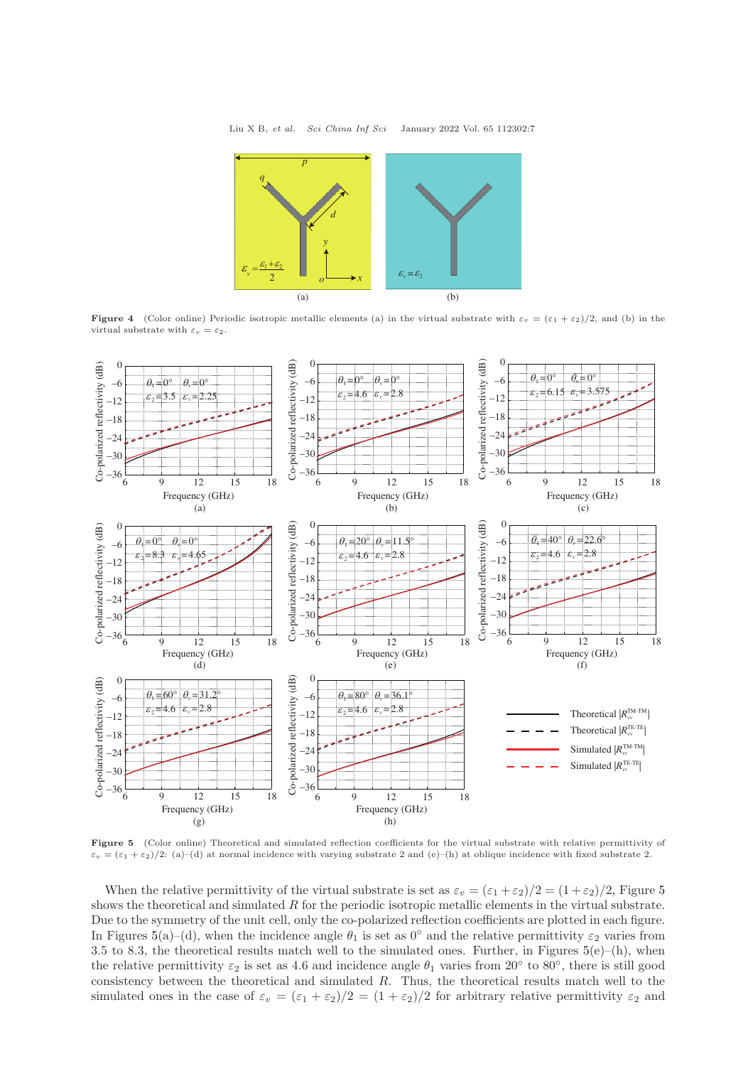**Figure 4** (Color online) Periodic isotropic metallic elements (a) in the virtual substrate with $\varepsilon_v = (\varepsilon_1 + \varepsilon_2)/2$, and (b) in the virtual substrate with $\varepsilon_v = \varepsilon_2$.

**Figure 5** (Color online) Theoretical and simulated reflection coefficients for the virtual substrate with relative permittivity of $\varepsilon_v = (\varepsilon_1 + \varepsilon_2)/2$: (a)–(d) at normal incidence with varying substrate 2 and (e)–(h) at oblique incidence with fixed substrate 2.

When the relative permittivity of the virtual substrate is set as $\varepsilon_v = (\varepsilon_1 + \varepsilon_2)/2 = (1 + \varepsilon_2)/2$, Figure 5 shows the theoretical and simulated $R$ for the periodic isotropic metallic elements in the virtual substrate. Due to the symmetry of the unit cell, only the co-polarized reflection coefficients are plotted in each figure. In Figures 5(a)–(d), when the incidence angle $\theta_1$ is set as $0°$ and the relative permittivity $\varepsilon_2$ varies from 3.5 to 8.3, the theoretical results match well to the simulated ones. Further, in Figures 5(e)–(h), when the relative permittivity $\varepsilon_2$ is set as 4.6 and incidence angle $\theta_1$ varies from $20°$ to $80°$, there is still good consistency between the theoretical and simulated $R$. Thus, the theoretical results match well to the simulated ones in the case of $\varepsilon_v = (\varepsilon_1 + \varepsilon_2)/2 = (1 + \varepsilon_2)/2$ for arbitrary relative permittivity $\varepsilon_2$ and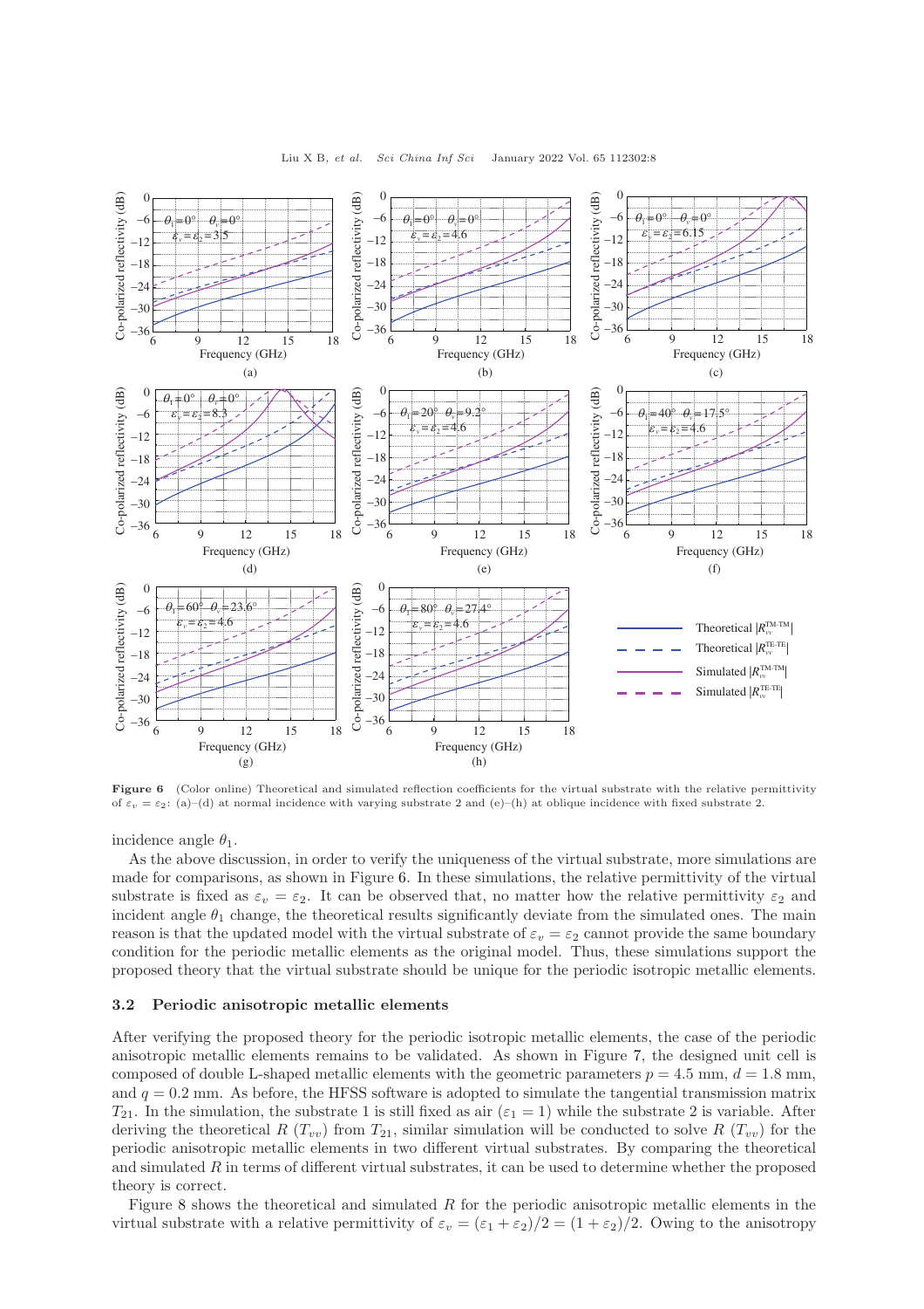**Figure 6** (Color online) Theoretical and simulated reflection coefficients for the virtual substrate with the relative permittivity of $\varepsilon_v = \varepsilon_2$: (a)–(d) at normal incidence with varying substrate 2 and (e)–(h) at oblique incidence with fixed substrate 2.

incidence angle $\theta_1$.

As the above discussion, in order to verify the uniqueness of the virtual substrate, more simulations are made for comparisons, as shown in Figure 6. In these simulations, the relative permittivity of the virtual substrate is fixed as $\varepsilon_v = \varepsilon_2$. It can be observed that, no matter how the relative permittivity $\varepsilon_2$ and incident angle $\theta_1$ change, the theoretical results significantly deviate from the simulated ones. The main reason is that the updated model with the virtual substrate of $\varepsilon_v = \varepsilon_2$ cannot provide the same boundary condition for the periodic metallic elements as the original model. Thus, these simulations support the proposed theory that the virtual substrate should be unique for the periodic isotropic metallic elements.

### 3.2 Periodic anisotropic metallic elements

After verifying the proposed theory for the periodic isotropic metallic elements, the case of the periodic anisotropic metallic elements remains to be validated. As shown in Figure 7, the designed unit cell is composed of double L-shaped metallic elements with the geometric parameters $p = 4.5$ mm, $d = 1.8$ mm, and $q = 0.2$ mm. As before, the HFSS software is adopted to simulate the tangential transmission matrix $T_{21}$. In the simulation, the substrate 1 is still fixed as air ($\varepsilon_1 = 1$) while the substrate 2 is variable. After deriving the theoretical $R$ ($T_{vv}$) from $T_{21}$, similar simulation will be conducted to solve $R$ ($T_{vv}$) for the periodic anisotropic metallic elements in two different virtual substrates. By comparing the theoretical and simulated $R$ in terms of different virtual substrates, it can be used to determine whether the proposed theory is correct.

Figure 8 shows the theoretical and simulated $R$ for the periodic anisotropic metallic elements in the virtual substrate with a relative permittivity of $\varepsilon_v = (\varepsilon_1 + \varepsilon_2)/2 = (1 + \varepsilon_2)/2$. Owing to the anisotropy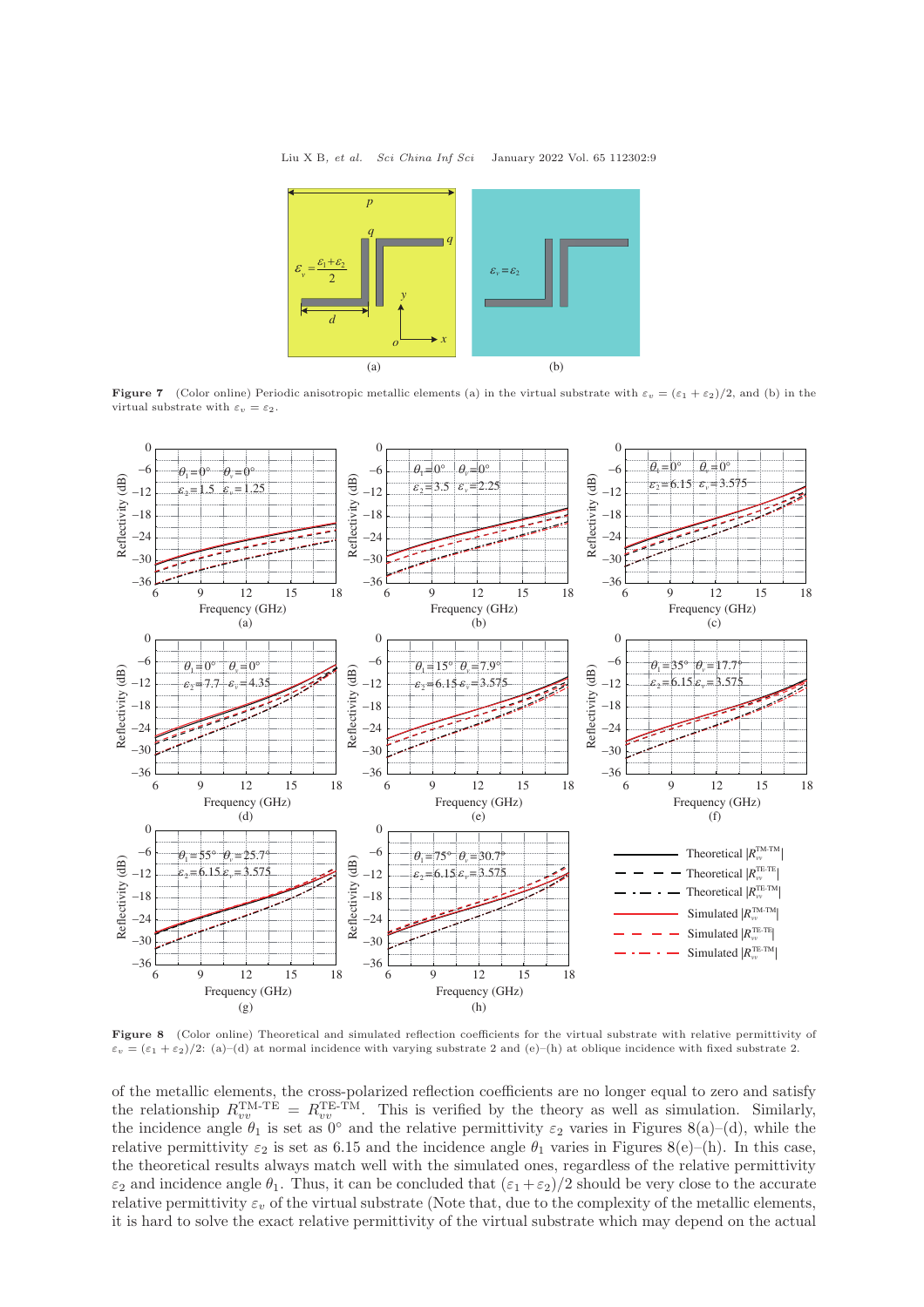Figure 7 (Color online) Periodic anisotropic metallic elements (a) in the virtual substrate with $\varepsilon_v = (\varepsilon_1 + \varepsilon_2)/2$, and (b) in the virtual substrate with $\varepsilon_v = \varepsilon_2$.

Figure 8 (Color online) Theoretical and simulated reflection coefficients for the virtual substrate with relative permittivity of $\varepsilon_v = (\varepsilon_1 + \varepsilon_2)/2$: (a)–(d) at normal incidence with varying substrate 2 and (e)–(h) at oblique incidence with fixed substrate 2.

of the metallic elements, the cross-polarized reflection coefficients are no longer equal to zero and satisfy the relationship $R_{vv}^{\text{TM-TE}} = R_{vv}^{\text{TE-TM}}$. This is verified by the theory as well as simulation. Similarly, the incidence angle $\theta_1$ is set as 0° and the relative permittivity $\varepsilon_2$ varies in Figures 8(a)–(d), while the relative permittivity $\varepsilon_2$ is set as 6.15 and the incidence angle $\theta_1$ varies in Figures 8(e)–(h). In this case, the theoretical results always match well with the simulated ones, regardless of the relative permittivity $\varepsilon_2$ and incidence angle $\theta_1$. Thus, it can be concluded that $(\varepsilon_1 + \varepsilon_2)/2$ should be very close to the accurate relative permittivity $\varepsilon_v$ of the virtual substrate (Note that, due to the complexity of the metallic elements, it is hard to solve the exact relative permittivity of the virtual substrate which may depend on the actual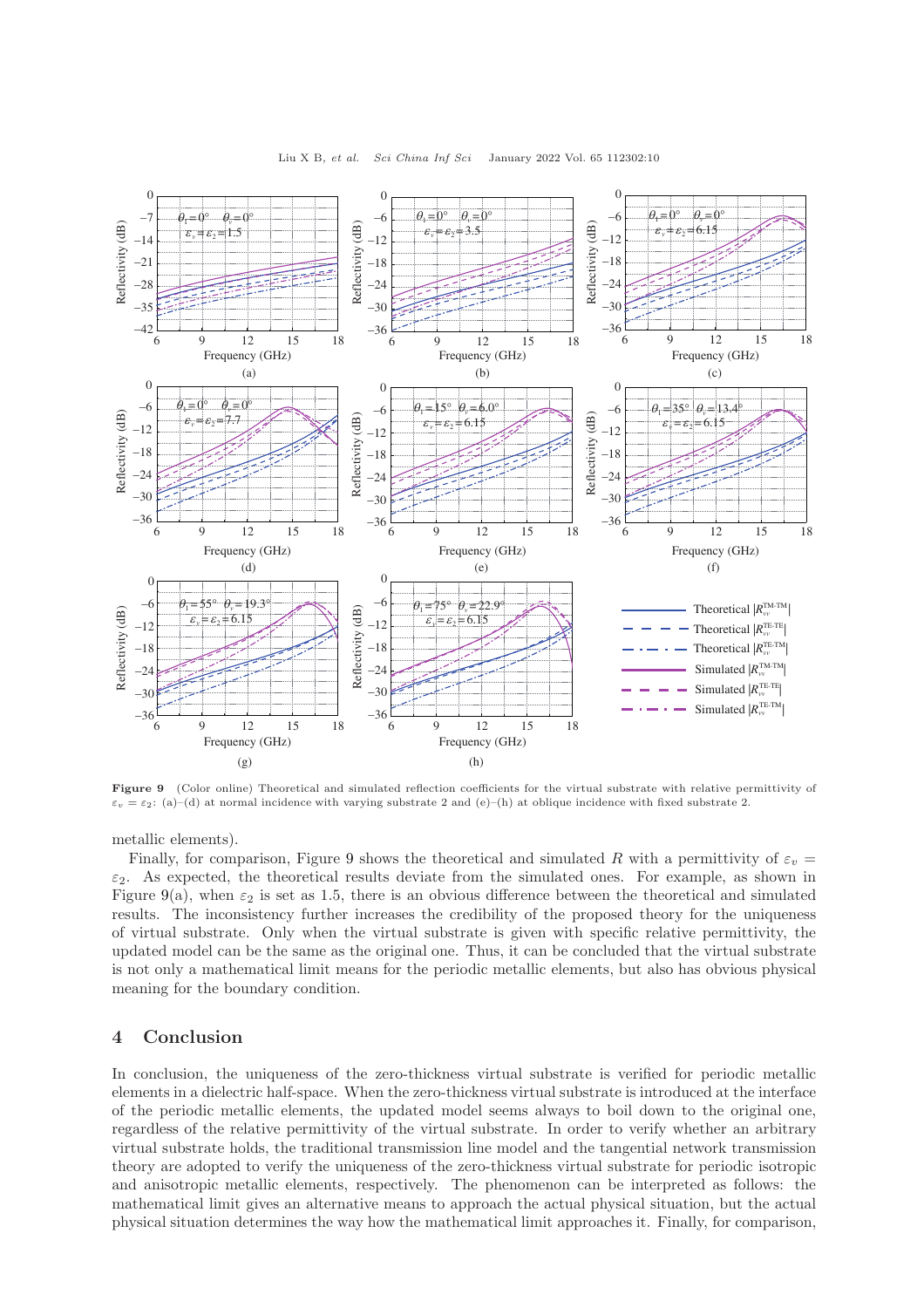**Figure 9** (Color online) Theoretical and simulated reflection coefficients for the virtual substrate with relative permittivity of $\varepsilon_v = \varepsilon_2$: (a)–(d) at normal incidence with varying substrate 2 and (e)–(h) at oblique incidence with fixed substrate 2.

metallic elements).

Finally, for comparison, Figure 9 shows the theoretical and simulated $R$ with a permittivity of $\varepsilon_v = \varepsilon_2$. As expected, the theoretical results deviate from the simulated ones. For example, as shown in Figure 9(a), when $\varepsilon_2$ is set as 1.5, there is an obvious difference between the theoretical and simulated results. The inconsistency further increases the credibility of the proposed theory for the uniqueness of virtual substrate. Only when the virtual substrate is given with specific relative permittivity, the updated model can be the same as the original one. Thus, it can be concluded that the virtual substrate is not only a mathematical limit means for the periodic metallic elements, but also has obvious physical meaning for the boundary condition.

## 4 Conclusion

In conclusion, the uniqueness of the zero-thickness virtual substrate is verified for periodic metallic elements in a dielectric half-space. When the zero-thickness virtual substrate is introduced at the interface of the periodic metallic elements, the updated model seems always to boil down to the original one, regardless of the relative permittivity of the virtual substrate. In order to verify whether an arbitrary virtual substrate holds, the traditional transmission line model and the tangential network transmission theory are adopted to verify the uniqueness of the zero-thickness virtual substrate for periodic isotropic and anisotropic metallic elements, respectively. The phenomenon can be interpreted as follows: the mathematical limit gives an alternative means to approach the actual physical situation, but the actual physical situation determines the way how the mathematical limit approaches it. Finally, for comparison,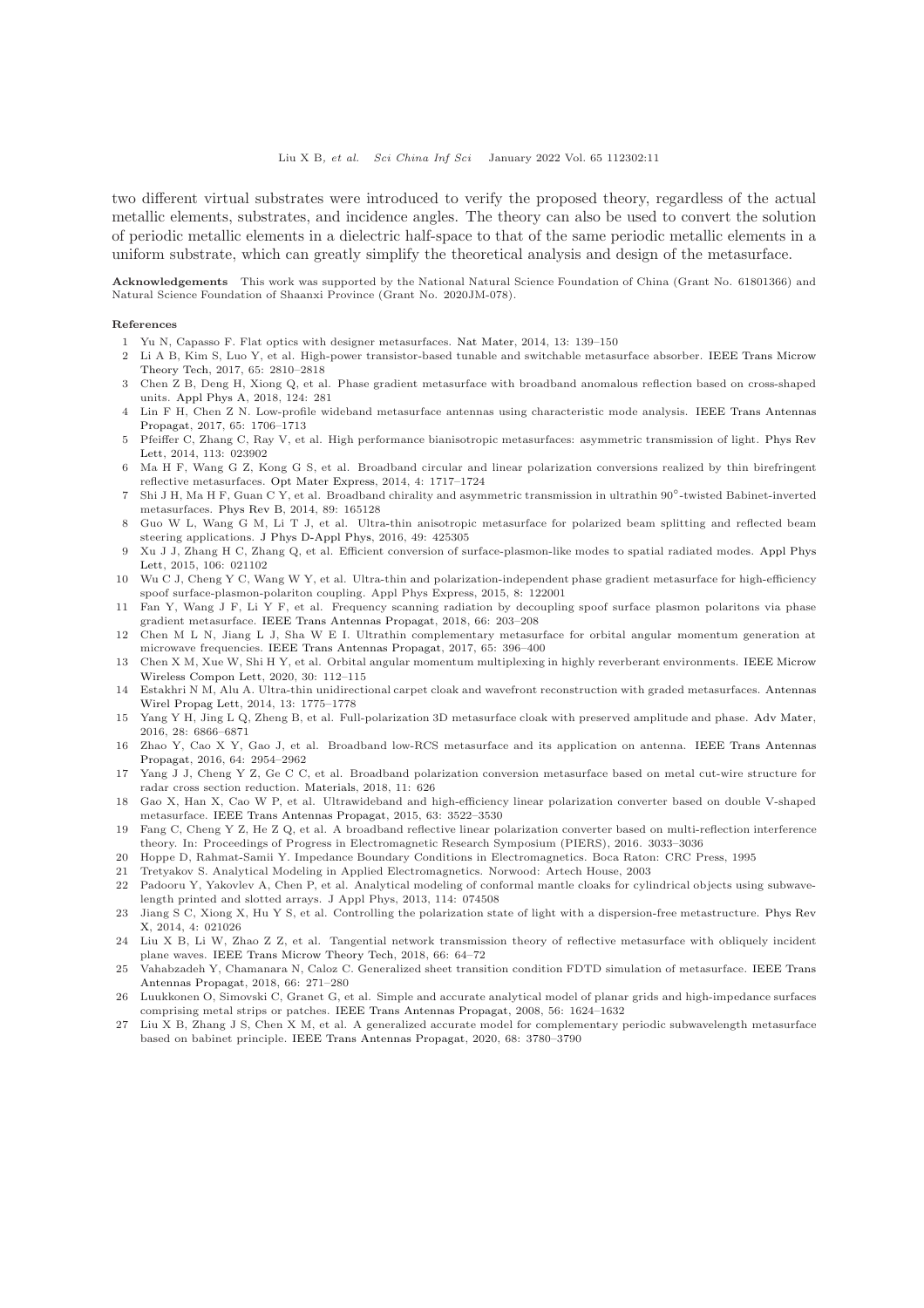two different virtual substrates were introduced to verify the proposed theory, regardless of the actual metallic elements, substrates, and incidence angles. The theory can also be used to convert the solution of periodic metallic elements in a dielectric half-space to that of the same periodic metallic elements in a uniform substrate, which can greatly simplify the theoretical analysis and design of the metasurface.

**Acknowledgements** This work was supported by the National Natural Science Foundation of China (Grant No. 61801366) and Natural Science Foundation of Shaanxi Province (Grant No. 2020JM-078).

**References**

1 Yu N, Capasso F. Flat optics with designer metasurfaces. Nat Mater, 2014, 13: 139–150
2 Li A B, Kim S, Luo Y, et al. High-power transistor-based tunable and switchable metasurface absorber. IEEE Trans Microw Theory Tech, 2017, 65: 2810–2818
3 Chen Z B, Deng H, Xiong Q, et al. Phase gradient metasurface with broadband anomalous reflection based on cross-shaped units. Appl Phys A, 2018, 124: 281
4 Lin F H, Chen Z N. Low-profile wideband metasurface antennas using characteristic mode analysis. IEEE Trans Antennas Propagat, 2017, 65: 1706–1713
5 Pfeiffer C, Zhang C, Ray V, et al. High performance bianisotropic metasurfaces: asymmetric transmission of light. Phys Rev Lett, 2014, 113: 023902
6 Ma H F, Wang G Z, Kong G S, et al. Broadband circular and linear polarization conversions realized by thin birefringent reflective metasurfaces. Opt Mater Express, 2014, 4: 1717–1724
7 Shi J H, Ma H F, Guan C Y, et al. Broadband chirality and asymmetric transmission in ultrathin 90°-twisted Babinet-inverted metasurfaces. Phys Rev B, 2014, 89: 165128
8 Guo W L, Wang G M, Li T J, et al. Ultra-thin anisotropic metasurface for polarized beam splitting and reflected beam steering applications. J Phys D-Appl Phys, 2016, 49: 425305
9 Xu J J, Zhang H C, Zhang Q, et al. Efficient conversion of surface-plasmon-like modes to spatial radiated modes. Appl Phys Lett, 2015, 106: 021102
10 Wu C J, Cheng Y C, Wang W Y, et al. Ultra-thin and polarization-independent phase gradient metasurface for high-efficiency spoof surface-plasmon-polariton coupling. Appl Phys Express, 2015, 8: 122001
11 Fan Y, Wang J F, Li Y F, et al. Frequency scanning radiation by decoupling spoof surface plasmon polaritons via phase gradient metasurface. IEEE Trans Antennas Propagat, 2018, 66: 203–208
12 Chen M L N, Jiang L J, Sha W E I. Ultrathin complementary metasurface for orbital angular momentum generation at microwave frequencies. IEEE Trans Antennas Propagat, 2017, 65: 396–400
13 Chen X M, Xue W, Shi H Y, et al. Orbital angular momentum multiplexing in highly reverberant environments. IEEE Microw Wireless Compon Lett, 2020, 30: 112–115
14 Estakhri N M, Alu A. Ultra-thin unidirectional carpet cloak and wavefront reconstruction with graded metasurfaces. Antennas Wirel Propag Lett, 2014, 13: 1775–1778
15 Yang Y H, Jing L Q, Zheng B, et al. Full-polarization 3D metasurface cloak with preserved amplitude and phase. Adv Mater, 2016, 28: 6866–6871
16 Zhao Y, Cao X Y, Gao J, et al. Broadband low-RCS metasurface and its application on antenna. IEEE Trans Antennas Propagat, 2016, 64: 2954–2962
17 Yang J J, Cheng Y Z, Ge C C, et al. Broadband polarization conversion metasurface based on metal cut-wire structure for radar cross section reduction. Materials, 2018, 11: 626
18 Gao X, Han X, Cao W P, et al. Ultrawideband and high-efficiency linear polarization converter based on double V-shaped metasurface. IEEE Trans Antennas Propagat, 2015, 63: 3522–3530
19 Fang C, Cheng Y Z, He Z Q, et al. A broadband reflective linear polarization converter based on multi-reflection interference theory. In: Proceedings of Progress in Electromagnetic Research Symposium (PIERS), 2016. 3033–3036
20 Hoppe D, Rahmat-Samii Y. Impedance Boundary Conditions in Electromagnetics. Boca Raton: CRC Press, 1995
21 Tretyakov S. Analytical Modeling in Applied Electromagnetics. Norwood: Artech House, 2003
22 Padooru Y, Yakovlev A, Chen P, et al. Analytical modeling of conformal mantle cloaks for cylindrical objects using subwavelength printed and slotted arrays. J Appl Phys, 2013, 114: 074508
23 Jiang S C, Xiong X, Hu Y S, et al. Controlling the polarization state of light with a dispersion-free metastructure. Phys Rev X, 2014, 4: 021026
24 Liu X B, Li W, Zhao Z Z, et al. Tangential network transmission theory of reflective metasurface with obliquely incident plane waves. IEEE Trans Microw Theory Tech, 2018, 66: 64–72
25 Vahabzadeh Y, Chamanara N, Caloz C. Generalized sheet transition condition FDTD simulation of metasurface. IEEE Trans Antennas Propagat, 2018, 66: 271–280
26 Luukkonen O, Simovski C, Granet G, et al. Simple and accurate analytical model of planar grids and high-impedance surfaces comprising metal strips or patches. IEEE Trans Antennas Propagat, 2008, 56: 1624–1632
27 Liu X B, Zhang J S, Chen X M, et al. A generalized accurate model for complementary periodic subwavelength metasurface based on babinet principle. IEEE Trans Antennas Propagat, 2020, 68: 3780–3790